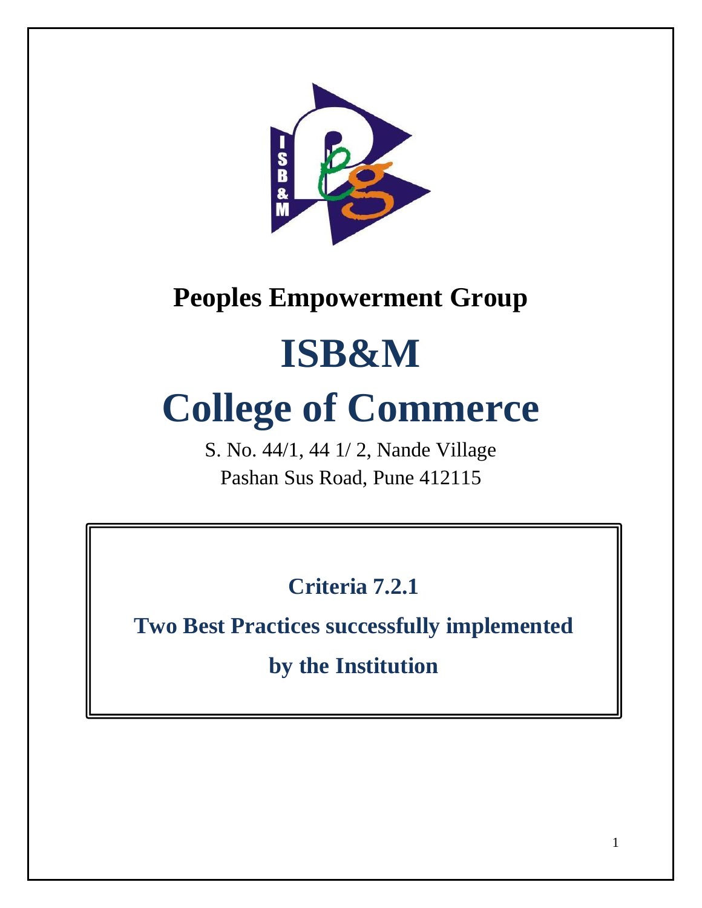## Peoples Empowerment Group

# ISB&M

# College of Commerce

S. No. 44/1, 44 1/ 2, Nande Village
Pashan Sus Road, Pune 412115

**Criteria 7.2.1**

**Two Best Practices successfully implemented by the Institution**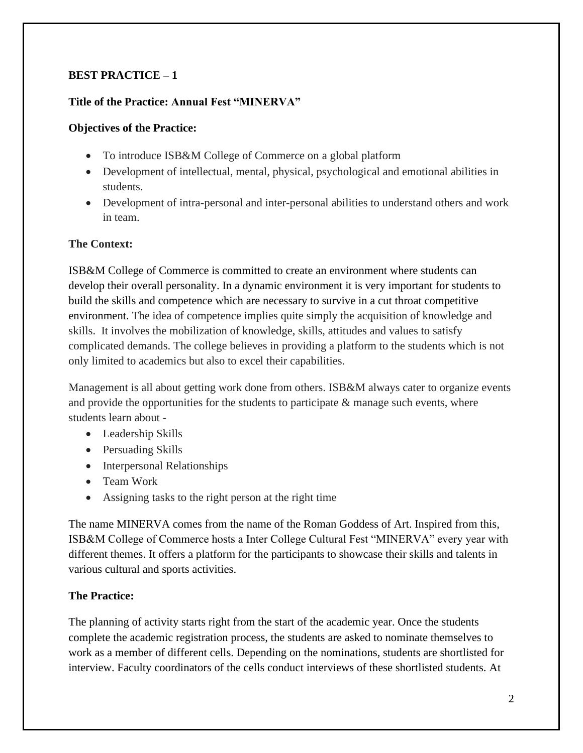**BEST PRACTICE – 1**

**Title of the Practice: Annual Fest "MINERVA"**

**Objectives of the Practice:**

- To introduce ISB&M College of Commerce on a global platform
- Development of intellectual, mental, physical, psychological and emotional abilities in students.
- Development of intra-personal and inter-personal abilities to understand others and work in team.

**The Context:**

ISB&M College of Commerce is committed to create an environment where students can develop their overall personality. In a dynamic environment it is very important for students to build the skills and competence which are necessary to survive in a cut throat competitive environment. The idea of competence implies quite simply the acquisition of knowledge and skills. It involves the mobilization of knowledge, skills, attitudes and values to satisfy complicated demands. The college believes in providing a platform to the students which is not only limited to academics but also to excel their capabilities.

Management is all about getting work done from others. ISB&M always cater to organize events and provide the opportunities for the students to participate & manage such events, where students learn about -

- Leadership Skills
- Persuading Skills
- Interpersonal Relationships
- Team Work
- Assigning tasks to the right person at the right time

The name MINERVA comes from the name of the Roman Goddess of Art. Inspired from this, ISB&M College of Commerce hosts a Inter College Cultural Fest "MINERVA" every year with different themes. It offers a platform for the participants to showcase their skills and talents in various cultural and sports activities.

**The Practice:**

The planning of activity starts right from the start of the academic year. Once the students complete the academic registration process, the students are asked to nominate themselves to work as a member of different cells. Depending on the nominations, students are shortlisted for interview. Faculty coordinators of the cells conduct interviews of these shortlisted students. At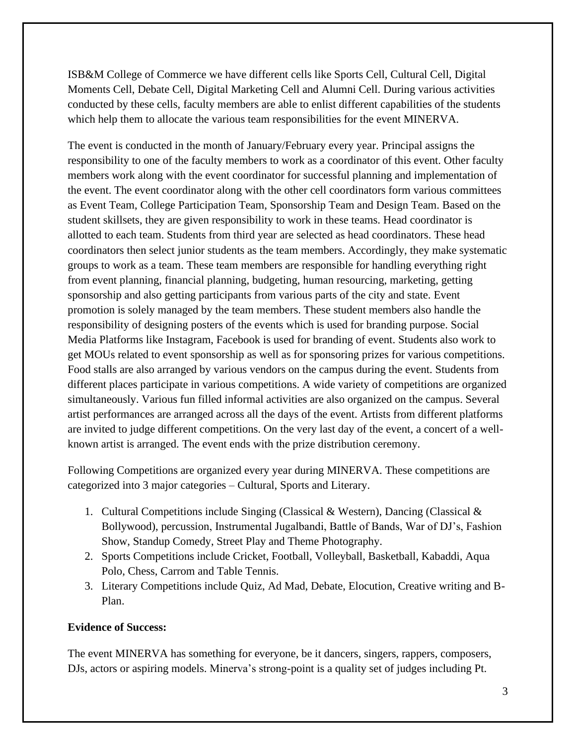ISB&M College of Commerce we have different cells like Sports Cell, Cultural Cell, Digital Moments Cell, Debate Cell, Digital Marketing Cell and Alumni Cell. During various activities conducted by these cells, faculty members are able to enlist different capabilities of the students which help them to allocate the various team responsibilities for the event MINERVA.

The event is conducted in the month of January/February every year. Principal assigns the responsibility to one of the faculty members to work as a coordinator of this event. Other faculty members work along with the event coordinator for successful planning and implementation of the event. The event coordinator along with the other cell coordinators form various committees as Event Team, College Participation Team, Sponsorship Team and Design Team. Based on the student skillsets, they are given responsibility to work in these teams. Head coordinator is allotted to each team. Students from third year are selected as head coordinators. These head coordinators then select junior students as the team members. Accordingly, they make systematic groups to work as a team. These team members are responsible for handling everything right from event planning, financial planning, budgeting, human resourcing, marketing, getting sponsorship and also getting participants from various parts of the city and state. Event promotion is solely managed by the team members. These student members also handle the responsibility of designing posters of the events which is used for branding purpose. Social Media Platforms like Instagram, Facebook is used for branding of event. Students also work to get MOUs related to event sponsorship as well as for sponsoring prizes for various competitions. Food stalls are also arranged by various vendors on the campus during the event. Students from different places participate in various competitions. A wide variety of competitions are organized simultaneously. Various fun filled informal activities are also organized on the campus. Several artist performances are arranged across all the days of the event. Artists from different platforms are invited to judge different competitions. On the very last day of the event, a concert of a well-known artist is arranged. The event ends with the prize distribution ceremony.

Following Competitions are organized every year during MINERVA. These competitions are categorized into 3 major categories – Cultural, Sports and Literary.

1. Cultural Competitions include Singing (Classical & Western), Dancing (Classical & Bollywood), percussion, Instrumental Jugalbandi, Battle of Bands, War of DJ's, Fashion Show, Standup Comedy, Street Play and Theme Photography.
2. Sports Competitions include Cricket, Football, Volleyball, Basketball, Kabaddi, Aqua Polo, Chess, Carrom and Table Tennis.
3. Literary Competitions include Quiz, Ad Mad, Debate, Elocution, Creative writing and B-Plan.

**Evidence of Success:**

The event MINERVA has something for everyone, be it dancers, singers, rappers, composers, DJs, actors or aspiring models. Minerva's strong-point is a quality set of judges including Pt.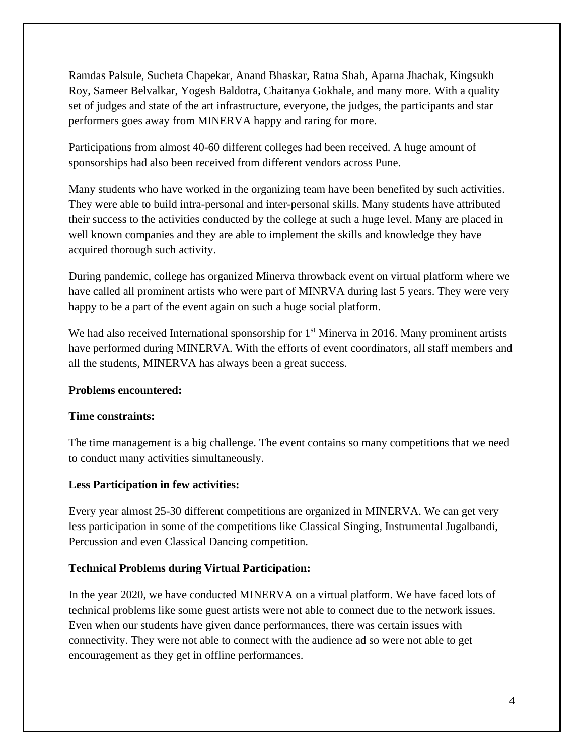Ramdas Palsule, Sucheta Chapekar, Anand Bhaskar, Ratna Shah, Aparna Jhachak, Kingsukh Roy, Sameer Belvalkar, Yogesh Baldotra, Chaitanya Gokhale, and many more. With a quality set of judges and state of the art infrastructure, everyone, the judges, the participants and star performers goes away from MINERVA happy and raring for more.

Participations from almost 40-60 different colleges had been received. A huge amount of sponsorships had also been received from different vendors across Pune.

Many students who have worked in the organizing team have been benefited by such activities. They were able to build intra-personal and inter-personal skills. Many students have attributed their success to the activities conducted by the college at such a huge level. Many are placed in well known companies and they are able to implement the skills and knowledge they have acquired thorough such activity.

During pandemic, college has organized Minerva throwback event on virtual platform where we have called all prominent artists who were part of MINRVA during last 5 years. They were very happy to be a part of the event again on such a huge social platform.

We had also received International sponsorship for 1st Minerva in 2016. Many prominent artists have performed during MINERVA. With the efforts of event coordinators, all staff members and all the students, MINERVA has always been a great success.

**Problems encountered:**

**Time constraints:**

The time management is a big challenge. The event contains so many competitions that we need to conduct many activities simultaneously.

**Less Participation in few activities:**

Every year almost 25-30 different competitions are organized in MINERVA. We can get very less participation in some of the competitions like Classical Singing, Instrumental Jugalbandi, Percussion and even Classical Dancing competition.

**Technical Problems during Virtual Participation:**

In the year 2020, we have conducted MINERVA on a virtual platform. We have faced lots of technical problems like some guest artists were not able to connect due to the network issues. Even when our students have given dance performances, there was certain issues with connectivity. They were not able to connect with the audience ad so were not able to get encouragement as they get in offline performances.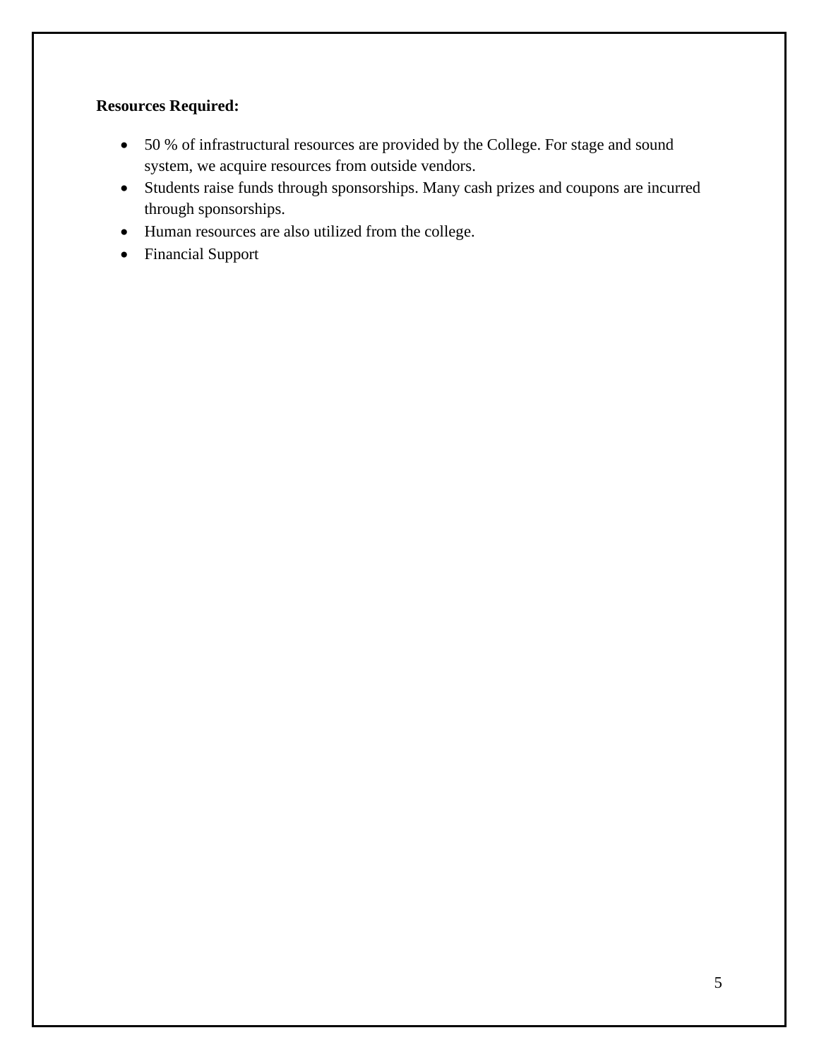**Resources Required:**

- 50 % of infrastructural resources are provided by the College. For stage and sound system, we acquire resources from outside vendors.
- Students raise funds through sponsorships. Many cash prizes and coupons are incurred through sponsorships.
- Human resources are also utilized from the college.
- Financial Support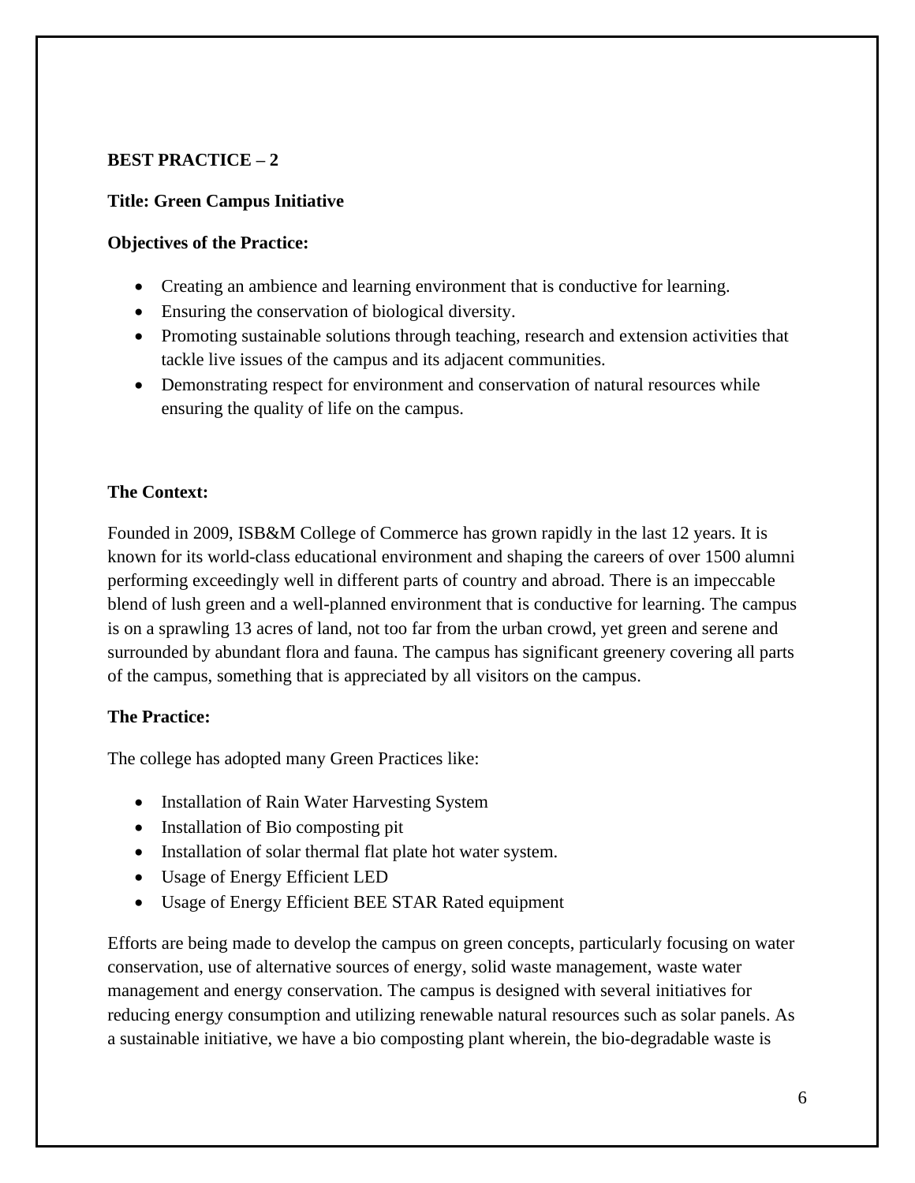**BEST PRACTICE – 2**

**Title: Green Campus Initiative**

**Objectives of the Practice:**

- Creating an ambience and learning environment that is conductive for learning.
- Ensuring the conservation of biological diversity.
- Promoting sustainable solutions through teaching, research and extension activities that tackle live issues of the campus and its adjacent communities.
- Demonstrating respect for environment and conservation of natural resources while ensuring the quality of life on the campus.

**The Context:**

Founded in 2009, ISB&M College of Commerce has grown rapidly in the last 12 years. It is known for its world-class educational environment and shaping the careers of over 1500 alumni performing exceedingly well in different parts of country and abroad. There is an impeccable blend of lush green and a well-planned environment that is conductive for learning. The campus is on a sprawling 13 acres of land, not too far from the urban crowd, yet green and serene and surrounded by abundant flora and fauna. The campus has significant greenery covering all parts of the campus, something that is appreciated by all visitors on the campus.

**The Practice:**

The college has adopted many Green Practices like:

- Installation of Rain Water Harvesting System
- Installation of Bio composting pit
- Installation of solar thermal flat plate hot water system.
- Usage of Energy Efficient LED
- Usage of Energy Efficient BEE STAR Rated equipment

Efforts are being made to develop the campus on green concepts, particularly focusing on water conservation, use of alternative sources of energy, solid waste management, waste water management and energy conservation. The campus is designed with several initiatives for reducing energy consumption and utilizing renewable natural resources such as solar panels. As a sustainable initiative, we have a bio composting plant wherein, the bio-degradable waste is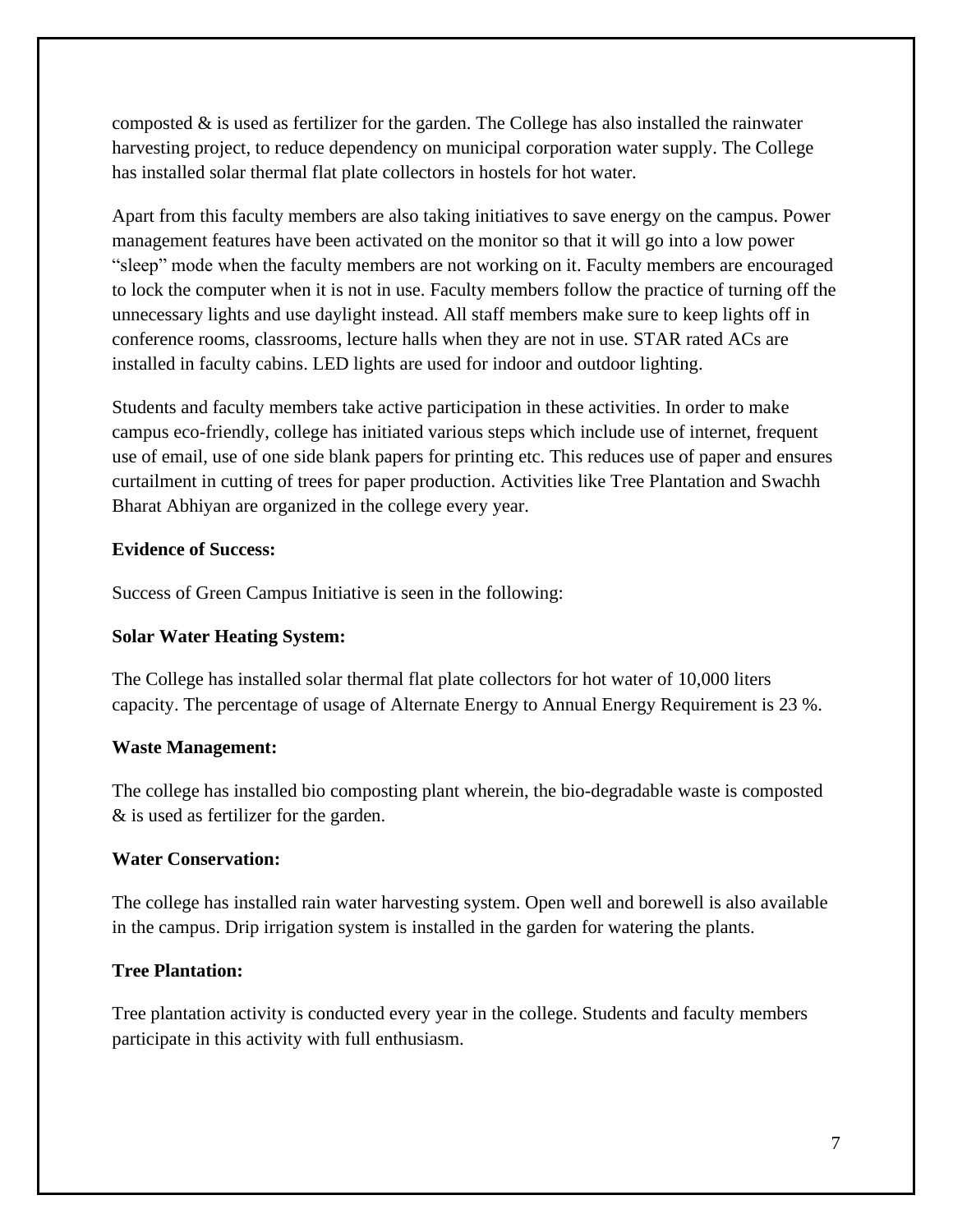composted & is used as fertilizer for the garden. The College has also installed the rainwater harvesting project, to reduce dependency on municipal corporation water supply. The College has installed solar thermal flat plate collectors in hostels for hot water.

Apart from this faculty members are also taking initiatives to save energy on the campus. Power management features have been activated on the monitor so that it will go into a low power "sleep" mode when the faculty members are not working on it. Faculty members are encouraged to lock the computer when it is not in use. Faculty members follow the practice of turning off the unnecessary lights and use daylight instead. All staff members make sure to keep lights off in conference rooms, classrooms, lecture halls when they are not in use. STAR rated ACs are installed in faculty cabins. LED lights are used for indoor and outdoor lighting.

Students and faculty members take active participation in these activities. In order to make campus eco-friendly, college has initiated various steps which include use of internet, frequent use of email, use of one side blank papers for printing etc. This reduces use of paper and ensures curtailment in cutting of trees for paper production. Activities like Tree Plantation and Swachh Bharat Abhiyan are organized in the college every year.

**Evidence of Success:**

Success of Green Campus Initiative is seen in the following:

**Solar Water Heating System:**

The College has installed solar thermal flat plate collectors for hot water of 10,000 liters capacity. The percentage of usage of Alternate Energy to Annual Energy Requirement is 23 %.

**Waste Management:**

The college has installed bio composting plant wherein, the bio-degradable waste is composted & is used as fertilizer for the garden.

**Water Conservation:**

The college has installed rain water harvesting system. Open well and borewell is also available in the campus. Drip irrigation system is installed in the garden for watering the plants.

**Tree Plantation:**

Tree plantation activity is conducted every year in the college. Students and faculty members participate in this activity with full enthusiasm.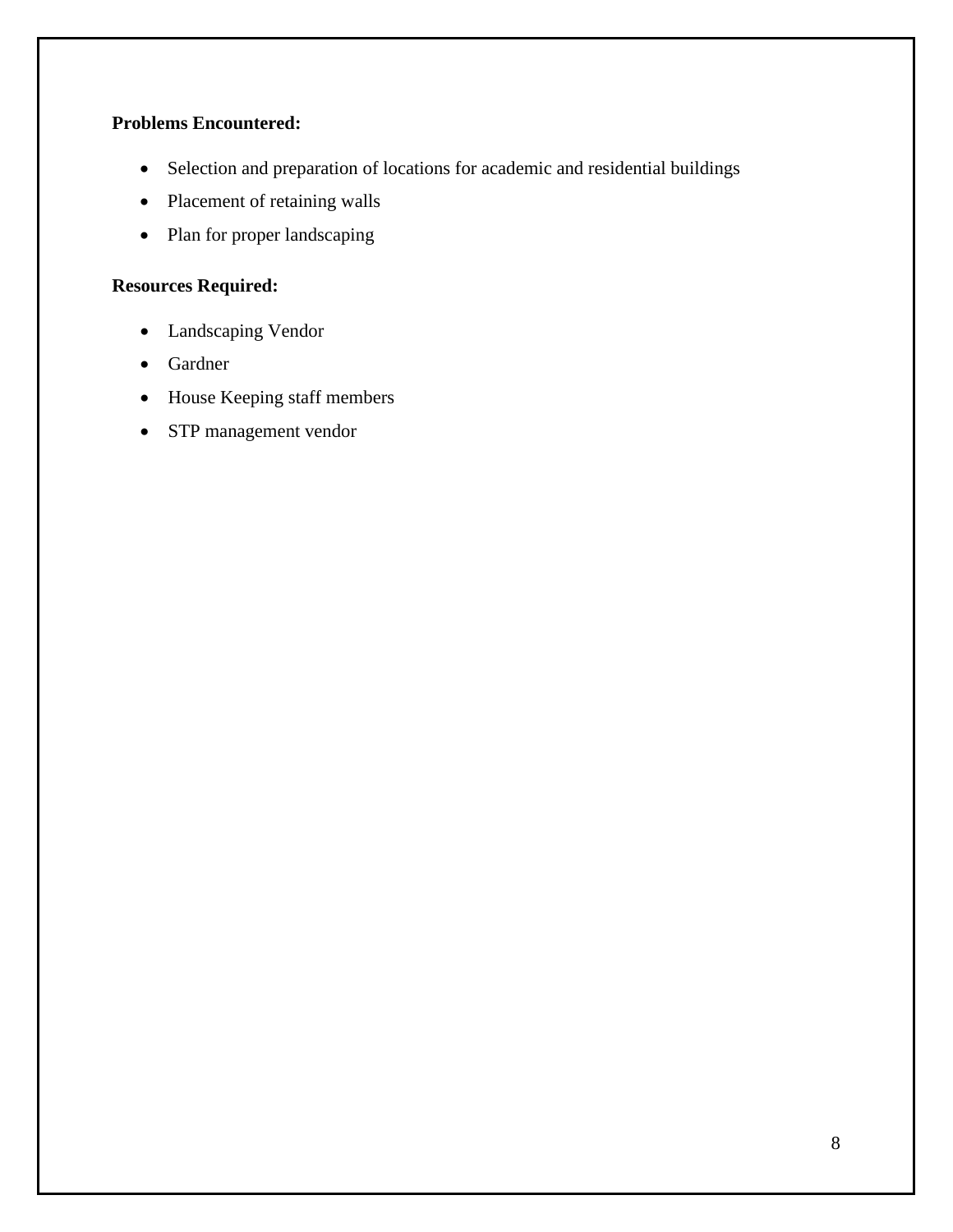**Problems Encountered:**

- Selection and preparation of locations for academic and residential buildings
- Placement of retaining walls
- Plan for proper landscaping

**Resources Required:**

- Landscaping Vendor
- Gardner
- House Keeping staff members
- STP management vendor